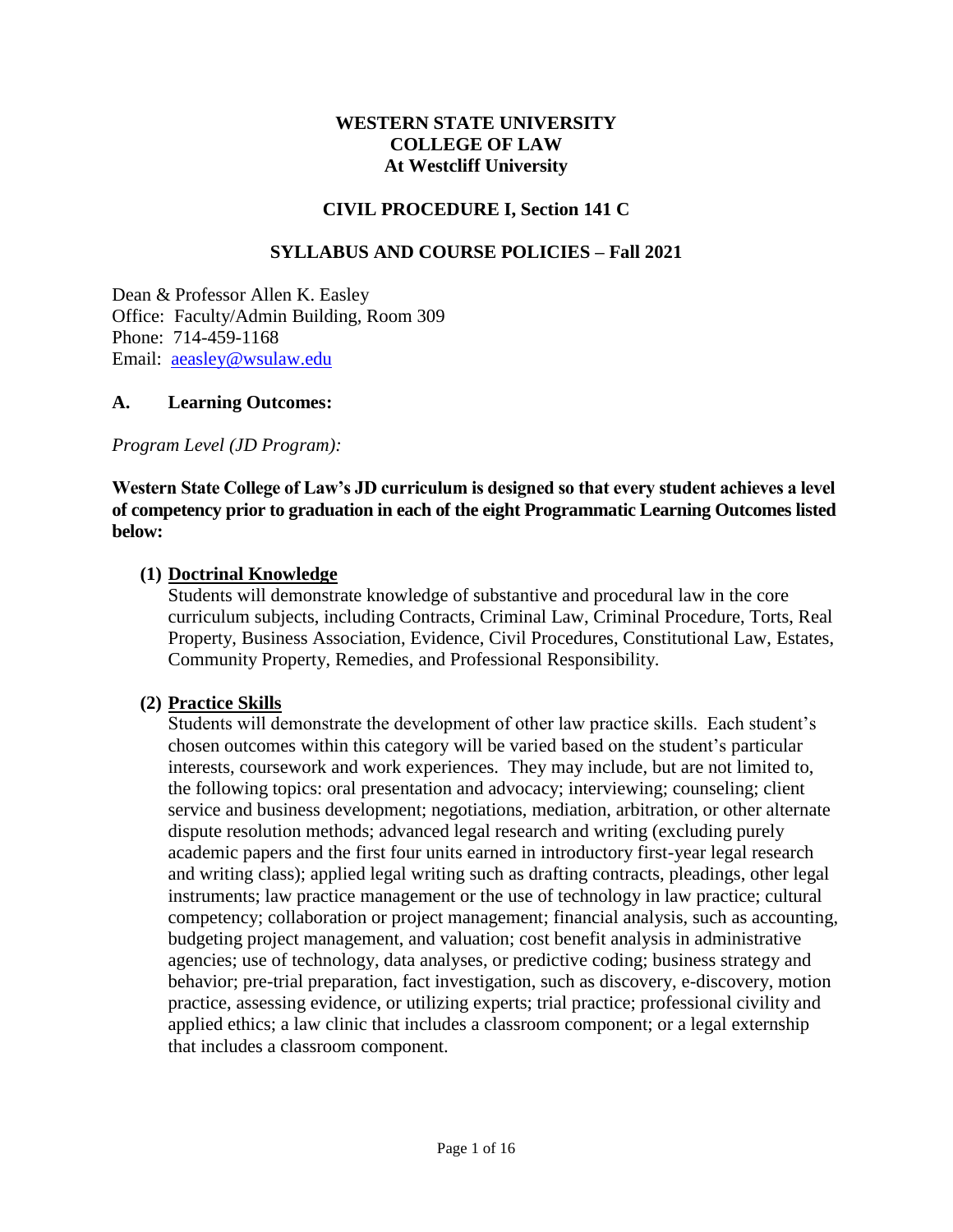**WESTERN STATE UNIVERSITY**
**COLLEGE OF LAW**
**At Westcliff University**

**CIVIL PROCEDURE I, Section 141 C**

**SYLLABUS AND COURSE POLICIES – Fall 2021**

Dean & Professor Allen K. Easley
Office: Faculty/Admin Building, Room 309
Phone: 714-459-1168
Email: aeasley@wsulaw.edu

## A. Learning Outcomes:

*Program Level (JD Program):*

**Western State College of Law's JD curriculum is designed so that every student achieves a level of competency prior to graduation in each of the eight Programmatic Learning Outcomes listed below:**

**(1) Doctrinal Knowledge**

Students will demonstrate knowledge of substantive and procedural law in the core curriculum subjects, including Contracts, Criminal Law, Criminal Procedure, Torts, Real Property, Business Association, Evidence, Civil Procedures, Constitutional Law, Estates, Community Property, Remedies, and Professional Responsibility.

**(2) Practice Skills**

Students will demonstrate the development of other law practice skills. Each student's chosen outcomes within this category will be varied based on the student's particular interests, coursework and work experiences. They may include, but are not limited to, the following topics: oral presentation and advocacy; interviewing; counseling; client service and business development; negotiations, mediation, arbitration, or other alternate dispute resolution methods; advanced legal research and writing (excluding purely academic papers and the first four units earned in introductory first-year legal research and writing class); applied legal writing such as drafting contracts, pleadings, other legal instruments; law practice management or the use of technology in law practice; cultural competency; collaboration or project management; financial analysis, such as accounting, budgeting project management, and valuation; cost benefit analysis in administrative agencies; use of technology, data analyses, or predictive coding; business strategy and behavior; pre-trial preparation, fact investigation, such as discovery, e-discovery, motion practice, assessing evidence, or utilizing experts; trial practice; professional civility and applied ethics; a law clinic that includes a classroom component; or a legal externship that includes a classroom component.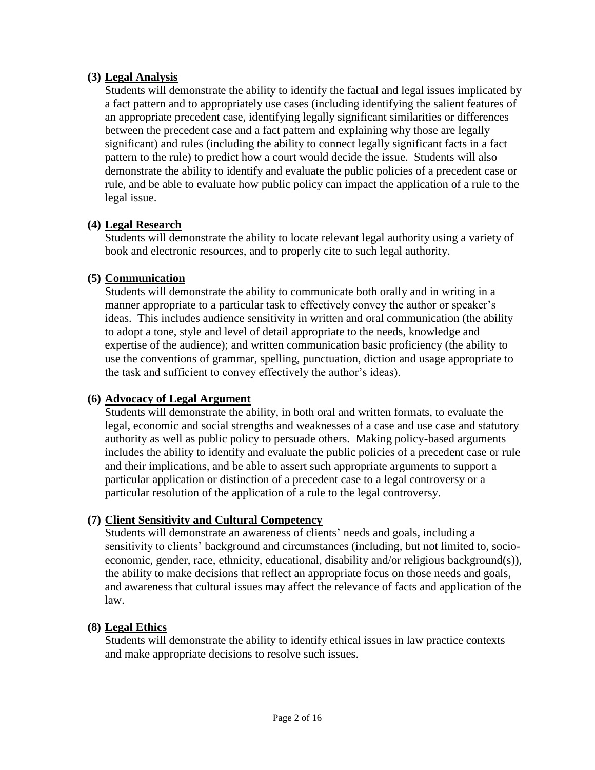**(3) Legal Analysis**

Students will demonstrate the ability to identify the factual and legal issues implicated by a fact pattern and to appropriately use cases (including identifying the salient features of an appropriate precedent case, identifying legally significant similarities or differences between the precedent case and a fact pattern and explaining why those are legally significant) and rules (including the ability to connect legally significant facts in a fact pattern to the rule) to predict how a court would decide the issue. Students will also demonstrate the ability to identify and evaluate the public policies of a precedent case or rule, and be able to evaluate how public policy can impact the application of a rule to the legal issue.

**(4) Legal Research**

Students will demonstrate the ability to locate relevant legal authority using a variety of book and electronic resources, and to properly cite to such legal authority.

**(5) Communication**

Students will demonstrate the ability to communicate both orally and in writing in a manner appropriate to a particular task to effectively convey the author or speaker's ideas. This includes audience sensitivity in written and oral communication (the ability to adopt a tone, style and level of detail appropriate to the needs, knowledge and expertise of the audience); and written communication basic proficiency (the ability to use the conventions of grammar, spelling, punctuation, diction and usage appropriate to the task and sufficient to convey effectively the author's ideas).

**(6) Advocacy of Legal Argument**

Students will demonstrate the ability, in both oral and written formats, to evaluate the legal, economic and social strengths and weaknesses of a case and use case and statutory authority as well as public policy to persuade others. Making policy-based arguments includes the ability to identify and evaluate the public policies of a precedent case or rule and their implications, and be able to assert such appropriate arguments to support a particular application or distinction of a precedent case to a legal controversy or a particular resolution of the application of a rule to the legal controversy.

**(7) Client Sensitivity and Cultural Competency**

Students will demonstrate an awareness of clients' needs and goals, including a sensitivity to clients' background and circumstances (including, but not limited to, socio-economic, gender, race, ethnicity, educational, disability and/or religious background(s)), the ability to make decisions that reflect an appropriate focus on those needs and goals, and awareness that cultural issues may affect the relevance of facts and application of the law.

**(8) Legal Ethics**

Students will demonstrate the ability to identify ethical issues in law practice contexts and make appropriate decisions to resolve such issues.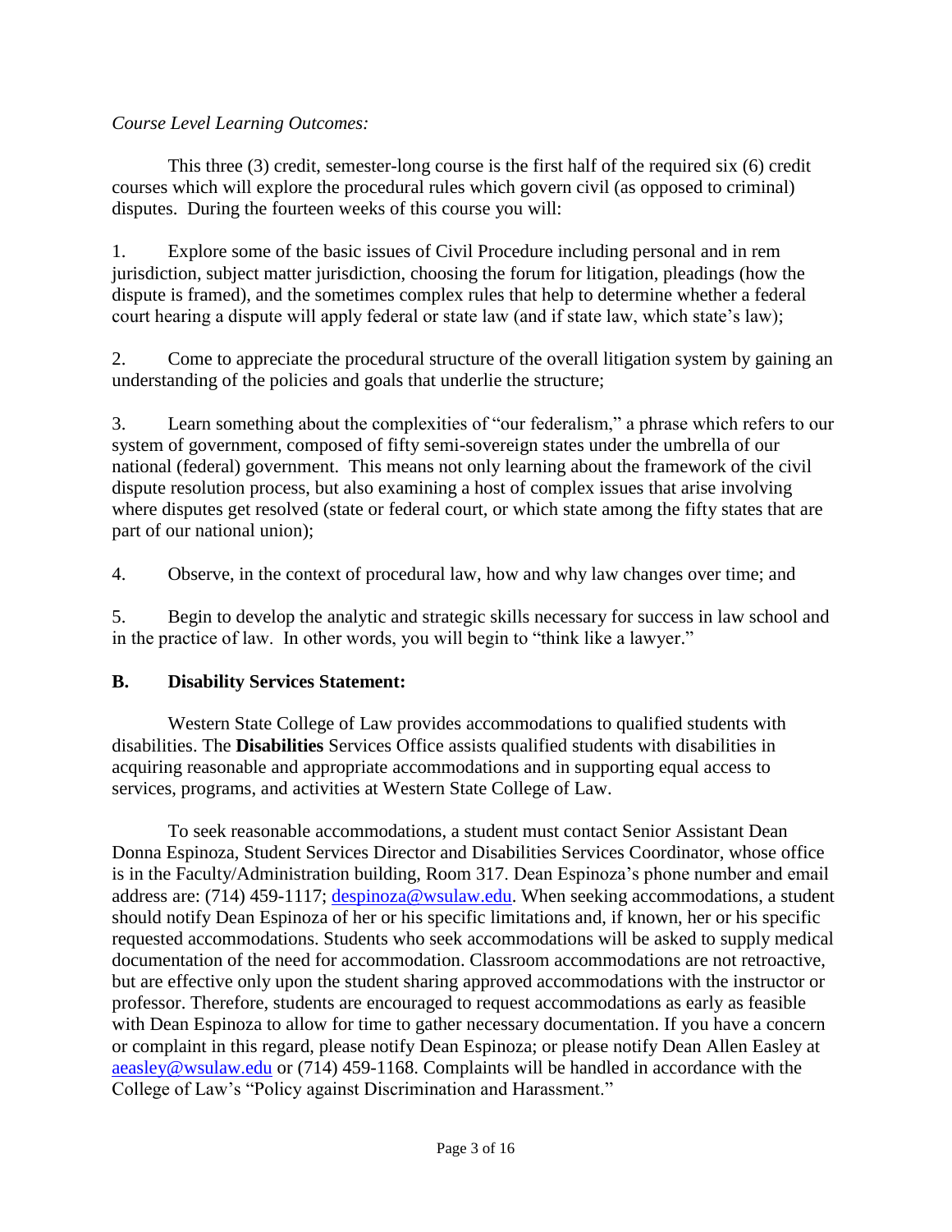*Course Level Learning Outcomes:*

This three (3) credit, semester-long course is the first half of the required six (6) credit courses which will explore the procedural rules which govern civil (as opposed to criminal) disputes. During the fourteen weeks of this course you will:

1. Explore some of the basic issues of Civil Procedure including personal and in rem jurisdiction, subject matter jurisdiction, choosing the forum for litigation, pleadings (how the dispute is framed), and the sometimes complex rules that help to determine whether a federal court hearing a dispute will apply federal or state law (and if state law, which state's law);

2. Come to appreciate the procedural structure of the overall litigation system by gaining an understanding of the policies and goals that underlie the structure;

3. Learn something about the complexities of "our federalism," a phrase which refers to our system of government, composed of fifty semi-sovereign states under the umbrella of our national (federal) government. This means not only learning about the framework of the civil dispute resolution process, but also examining a host of complex issues that arise involving where disputes get resolved (state or federal court, or which state among the fifty states that are part of our national union);

4. Observe, in the context of procedural law, how and why law changes over time; and

5. Begin to develop the analytic and strategic skills necessary for success in law school and in the practice of law. In other words, you will begin to "think like a lawyer."

## B. Disability Services Statement:

Western State College of Law provides accommodations to qualified students with disabilities. The **Disabilities** Services Office assists qualified students with disabilities in acquiring reasonable and appropriate accommodations and in supporting equal access to services, programs, and activities at Western State College of Law.

To seek reasonable accommodations, a student must contact Senior Assistant Dean Donna Espinoza, Student Services Director and Disabilities Services Coordinator, whose office is in the Faculty/Administration building, Room 317. Dean Espinoza's phone number and email address are: (714) 459-1117; despinoza@wsulaw.edu. When seeking accommodations, a student should notify Dean Espinoza of her or his specific limitations and, if known, her or his specific requested accommodations. Students who seek accommodations will be asked to supply medical documentation of the need for accommodation. Classroom accommodations are not retroactive, but are effective only upon the student sharing approved accommodations with the instructor or professor. Therefore, students are encouraged to request accommodations as early as feasible with Dean Espinoza to allow for time to gather necessary documentation. If you have a concern or complaint in this regard, please notify Dean Espinoza; or please notify Dean Allen Easley at aeasley@wsulaw.edu or (714) 459-1168. Complaints will be handled in accordance with the College of Law's "Policy against Discrimination and Harassment."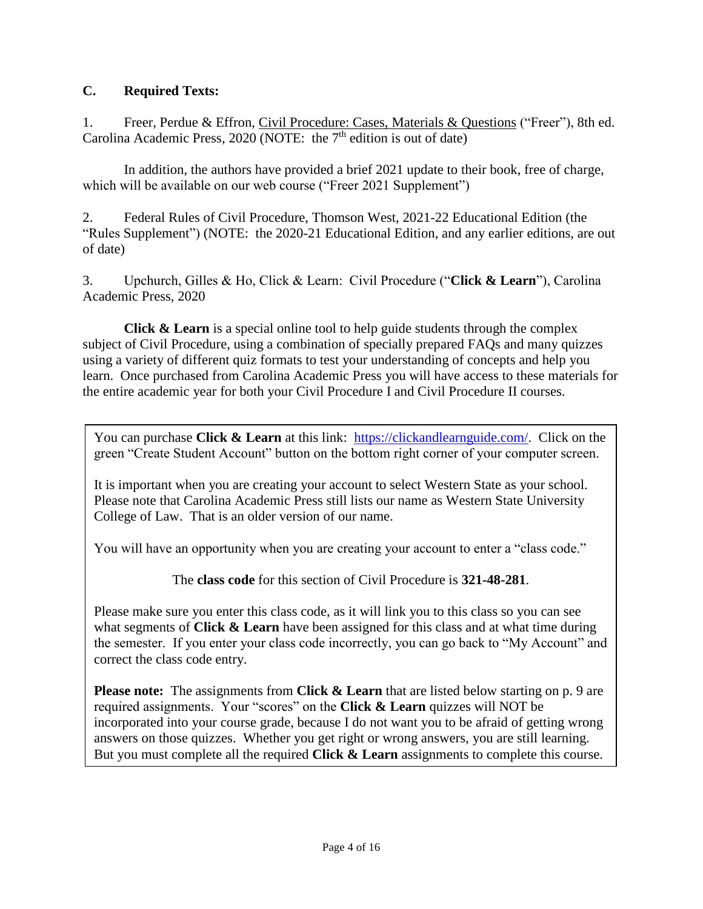### C. Required Texts:

1. Freer, Perdue & Effron, Civil Procedure: Cases, Materials & Questions ("Freer"), 8th ed. Carolina Academic Press, 2020 (NOTE: the 7th edition is out of date)

   In addition, the authors have provided a brief 2021 update to their book, free of charge, which will be available on our web course ("Freer 2021 Supplement")

2. Federal Rules of Civil Procedure, Thomson West, 2021-22 Educational Edition (the "Rules Supplement") (NOTE: the 2020-21 Educational Edition, and any earlier editions, are out of date)

3. Upchurch, Gilles & Ho, Click & Learn: Civil Procedure ("**Click & Learn**"), Carolina Academic Press, 2020

   **Click & Learn** is a special online tool to help guide students through the complex subject of Civil Procedure, using a combination of specially prepared FAQs and many quizzes using a variety of different quiz formats to test your understanding of concepts and help you learn. Once purchased from Carolina Academic Press you will have access to these materials for the entire academic year for both your Civil Procedure I and Civil Procedure II courses.

---

You can purchase **Click & Learn** at this link: https://clickandlearnguide.com/. Click on the green "Create Student Account" button on the bottom right corner of your computer screen.

It is important when you are creating your account to select Western State as your school. Please note that Carolina Academic Press still lists our name as Western State University College of Law. That is an older version of our name.

You will have an opportunity when you are creating your account to enter a "class code."

The **class code** for this section of Civil Procedure is **321-48-281**.

Please make sure you enter this class code, as it will link you to this class so you can see what segments of **Click & Learn** have been assigned for this class and at what time during the semester. If you enter your class code incorrectly, you can go back to "My Account" and correct the class code entry.

**Please note:** The assignments from **Click & Learn** that are listed below starting on p. 9 are required assignments. Your "scores" on the **Click & Learn** quizzes will NOT be incorporated into your course grade, because I do not want you to be afraid of getting wrong answers on those quizzes. Whether you get right or wrong answers, you are still learning. But you must complete all the required **Click & Learn** assignments to complete this course.

---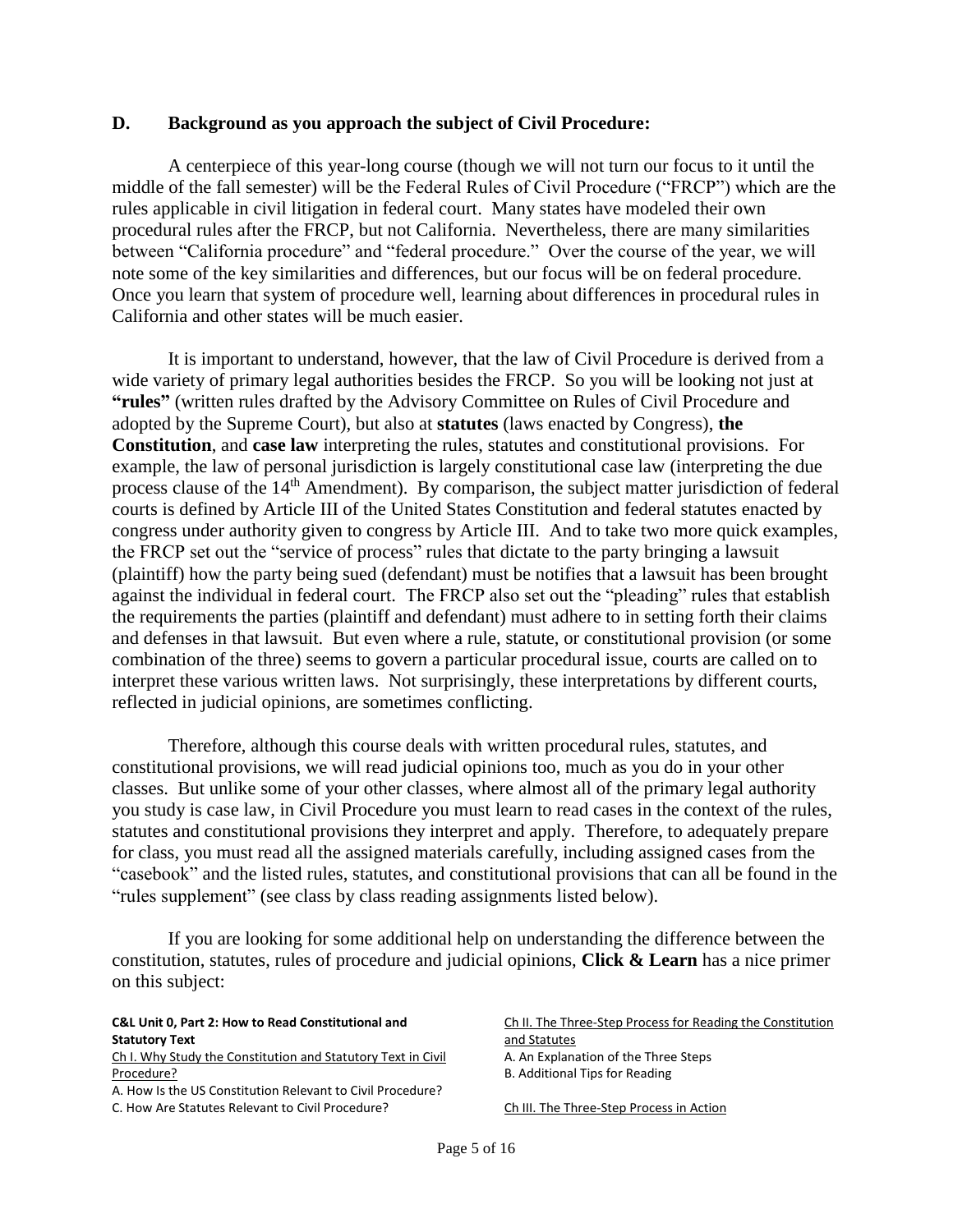## D. Background as you approach the subject of Civil Procedure:

A centerpiece of this year-long course (though we will not turn our focus to it until the middle of the fall semester) will be the Federal Rules of Civil Procedure ("FRCP") which are the rules applicable in civil litigation in federal court. Many states have modeled their own procedural rules after the FRCP, but not California. Nevertheless, there are many similarities between "California procedure" and "federal procedure." Over the course of the year, we will note some of the key similarities and differences, but our focus will be on federal procedure. Once you learn that system of procedure well, learning about differences in procedural rules in California and other states will be much easier.

It is important to understand, however, that the law of Civil Procedure is derived from a wide variety of primary legal authorities besides the FRCP. So you will be looking not just at **"rules"** (written rules drafted by the Advisory Committee on Rules of Civil Procedure and adopted by the Supreme Court), but also at **statutes** (laws enacted by Congress), **the Constitution**, and **case law** interpreting the rules, statutes and constitutional provisions. For example, the law of personal jurisdiction is largely constitutional case law (interpreting the due process clause of the 14th Amendment). By comparison, the subject matter jurisdiction of federal courts is defined by Article III of the United States Constitution and federal statutes enacted by congress under authority given to congress by Article III. And to take two more quick examples, the FRCP set out the "service of process" rules that dictate to the party bringing a lawsuit (plaintiff) how the party being sued (defendant) must be notifies that a lawsuit has been brought against the individual in federal court. The FRCP also set out the "pleading" rules that establish the requirements the parties (plaintiff and defendant) must adhere to in setting forth their claims and defenses in that lawsuit. But even where a rule, statute, or constitutional provision (or some combination of the three) seems to govern a particular procedural issue, courts are called on to interpret these various written laws. Not surprisingly, these interpretations by different courts, reflected in judicial opinions, are sometimes conflicting.

Therefore, although this course deals with written procedural rules, statutes, and constitutional provisions, we will read judicial opinions too, much as you do in your other classes. But unlike some of your other classes, where almost all of the primary legal authority you study is case law, in Civil Procedure you must learn to read cases in the context of the rules, statutes and constitutional provisions they interpret and apply. Therefore, to adequately prepare for class, you must read all the assigned materials carefully, including assigned cases from the "casebook" and the listed rules, statutes, and constitutional provisions that can all be found in the "rules supplement" (see class by class reading assignments listed below).

If you are looking for some additional help on understanding the difference between the constitution, statutes, rules of procedure and judicial opinions, **Click & Learn** has a nice primer on this subject:

**C&L Unit 0, Part 2: How to Read Constitutional and Statutory Text**

Ch I. Why Study the Constitution and Statutory Text in Civil Procedure?

A. How Is the US Constitution Relevant to Civil Procedure?

C. How Are Statutes Relevant to Civil Procedure?

Ch II. The Three-Step Process for Reading the Constitution and Statutes

A. An Explanation of the Three Steps

B. Additional Tips for Reading

Ch III. The Three-Step Process in Action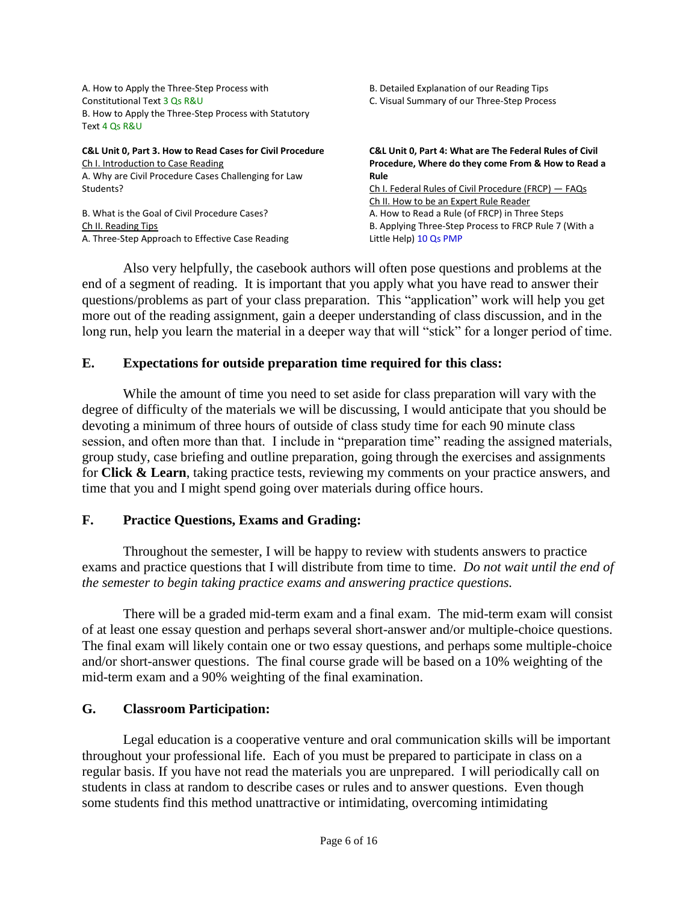A. How to Apply the Three-Step Process with Constitutional Text 3 Qs R&U
B. How to Apply the Three-Step Process with Statutory Text 4 Qs R&U

B. Detailed Explanation of our Reading Tips
C. Visual Summary of our Three-Step Process

**C&L Unit 0, Part 3. How to Read Cases for Civil Procedure**
Ch I. Introduction to Case Reading
A. Why are Civil Procedure Cases Challenging for Law Students?

B. What is the Goal of Civil Procedure Cases?
Ch II. Reading Tips
A. Three-Step Approach to Effective Case Reading

**C&L Unit 0, Part 4: What are The Federal Rules of Civil Procedure, Where do they come From & How to Read a Rule**
Ch I. Federal Rules of Civil Procedure (FRCP) — FAQs
Ch II. How to be an Expert Rule Reader
A. How to Read a Rule (of FRCP) in Three Steps
B. Applying Three-Step Process to FRCP Rule 7 (With a Little Help) 10 Qs PMP

Also very helpfully, the casebook authors will often pose questions and problems at the end of a segment of reading. It is important that you apply what you have read to answer their questions/problems as part of your class preparation. This "application" work will help you get more out of the reading assignment, gain a deeper understanding of class discussion, and in the long run, help you learn the material in a deeper way that will "stick" for a longer period of time.

## E. Expectations for outside preparation time required for this class:

While the amount of time you need to set aside for class preparation will vary with the degree of difficulty of the materials we will be discussing, I would anticipate that you should be devoting a minimum of three hours of outside of class study time for each 90 minute class session, and often more than that. I include in "preparation time" reading the assigned materials, group study, case briefing and outline preparation, going through the exercises and assignments for **Click & Learn**, taking practice tests, reviewing my comments on your practice answers, and time that you and I might spend going over materials during office hours.

## F. Practice Questions, Exams and Grading:

Throughout the semester, I will be happy to review with students answers to practice exams and practice questions that I will distribute from time to time. *Do not wait until the end of the semester to begin taking practice exams and answering practice questions.*

There will be a graded mid-term exam and a final exam. The mid-term exam will consist of at least one essay question and perhaps several short-answer and/or multiple-choice questions. The final exam will likely contain one or two essay questions, and perhaps some multiple-choice and/or short-answer questions. The final course grade will be based on a 10% weighting of the mid-term exam and a 90% weighting of the final examination.

## G. Classroom Participation:

Legal education is a cooperative venture and oral communication skills will be important throughout your professional life. Each of you must be prepared to participate in class on a regular basis. If you have not read the materials you are unprepared. I will periodically call on students in class at random to describe cases or rules and to answer questions. Even though some students find this method unattractive or intimidating, overcoming intimidating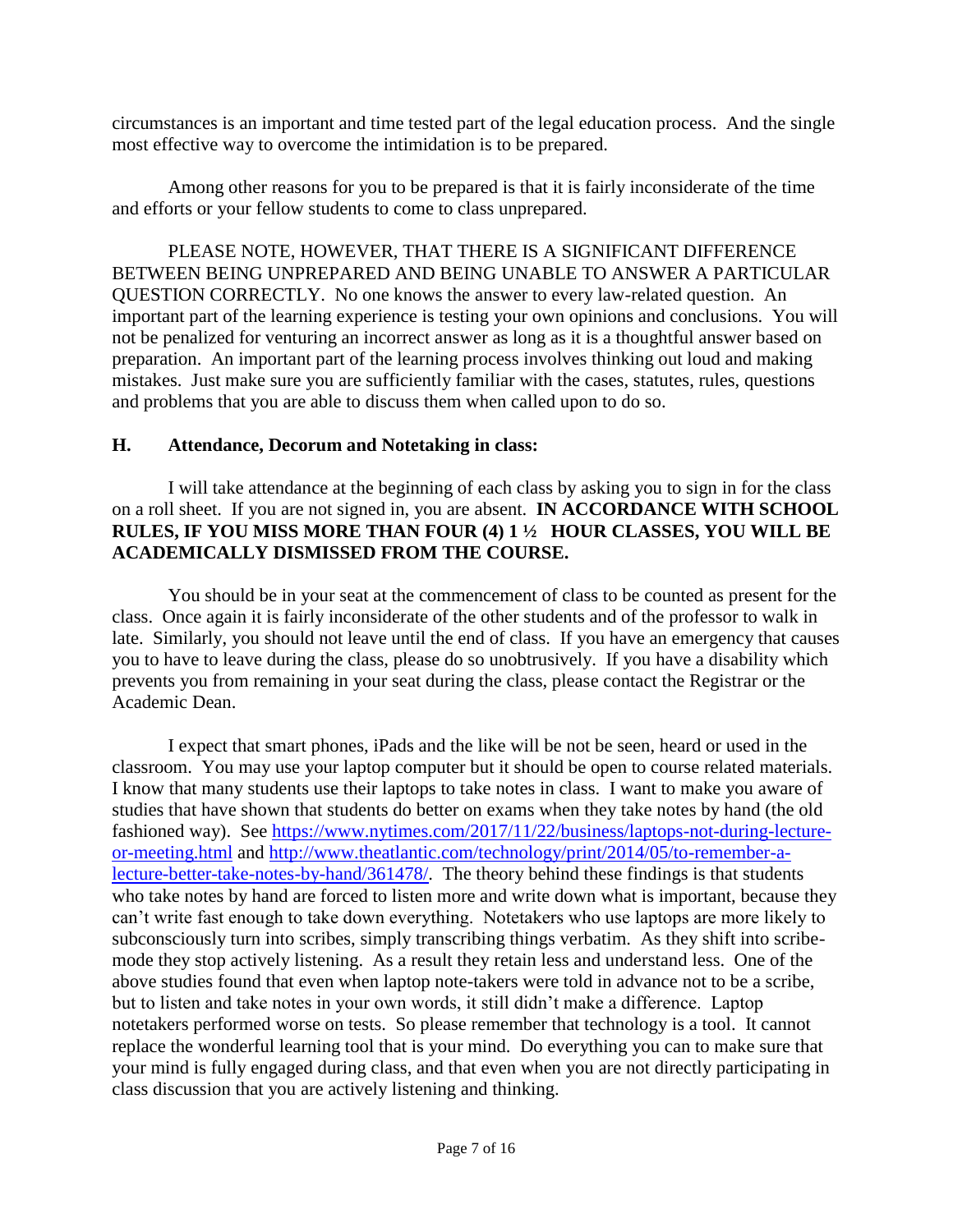circumstances is an important and time tested part of the legal education process. And the single most effective way to overcome the intimidation is to be prepared.

Among other reasons for you to be prepared is that it is fairly inconsiderate of the time and efforts or your fellow students to come to class unprepared.

PLEASE NOTE, HOWEVER, THAT THERE IS A SIGNIFICANT DIFFERENCE BETWEEN BEING UNPREPARED AND BEING UNABLE TO ANSWER A PARTICULAR QUESTION CORRECTLY. No one knows the answer to every law-related question. An important part of the learning experience is testing your own opinions and conclusions. You will not be penalized for venturing an incorrect answer as long as it is a thoughtful answer based on preparation. An important part of the learning process involves thinking out loud and making mistakes. Just make sure you are sufficiently familiar with the cases, statutes, rules, questions and problems that you are able to discuss them when called upon to do so.

### H. Attendance, Decorum and Notetaking in class:

I will take attendance at the beginning of each class by asking you to sign in for the class on a roll sheet. If you are not signed in, you are absent. **IN ACCORDANCE WITH SCHOOL RULES, IF YOU MISS MORE THAN FOUR (4) 1 ½ HOUR CLASSES, YOU WILL BE ACADEMICALLY DISMISSED FROM THE COURSE.**

You should be in your seat at the commencement of class to be counted as present for the class. Once again it is fairly inconsiderate of the other students and of the professor to walk in late. Similarly, you should not leave until the end of class. If you have an emergency that causes you to have to leave during the class, please do so unobtrusively. If you have a disability which prevents you from remaining in your seat during the class, please contact the Registrar or the Academic Dean.

I expect that smart phones, iPads and the like will be not be seen, heard or used in the classroom. You may use your laptop computer but it should be open to course related materials. I know that many students use their laptops to take notes in class. I want to make you aware of studies that have shown that students do better on exams when they take notes by hand (the old fashioned way). See https://www.nytimes.com/2017/11/22/business/laptops-not-during-lecture-or-meeting.html and http://www.theatlantic.com/technology/print/2014/05/to-remember-a-lecture-better-take-notes-by-hand/361478/. The theory behind these findings is that students who take notes by hand are forced to listen more and write down what is important, because they can't write fast enough to take down everything. Notetakers who use laptops are more likely to subconsciously turn into scribes, simply transcribing things verbatim. As they shift into scribe-mode they stop actively listening. As a result they retain less and understand less. One of the above studies found that even when laptop note-takers were told in advance not to be a scribe, but to listen and take notes in your own words, it still didn't make a difference. Laptop notetakers performed worse on tests. So please remember that technology is a tool. It cannot replace the wonderful learning tool that is your mind. Do everything you can to make sure that your mind is fully engaged during class, and that even when you are not directly participating in class discussion that you are actively listening and thinking.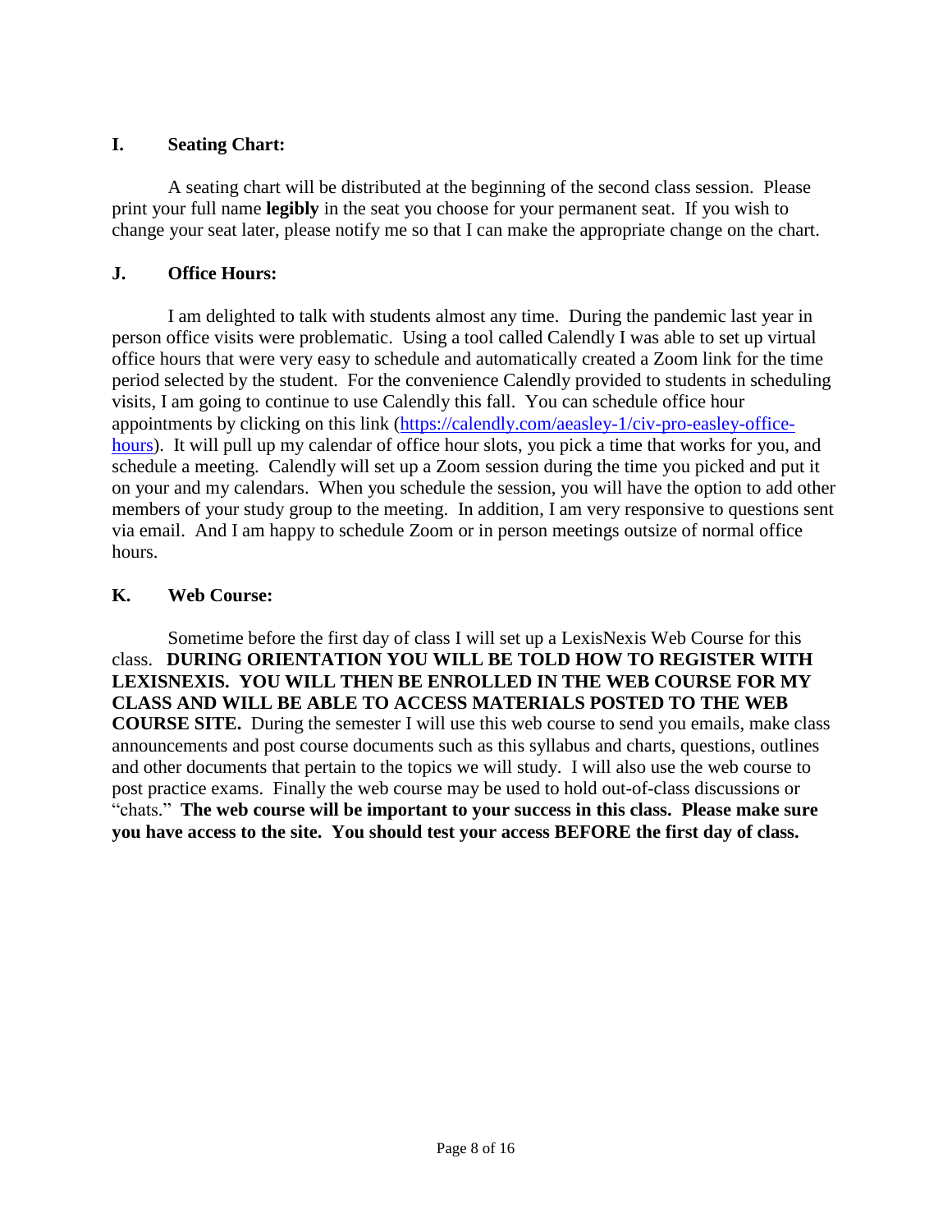## I. Seating Chart:

A seating chart will be distributed at the beginning of the second class session. Please print your full name **legibly** in the seat you choose for your permanent seat. If you wish to change your seat later, please notify me so that I can make the appropriate change on the chart.

## J. Office Hours:

I am delighted to talk with students almost any time. During the pandemic last year in person office visits were problematic. Using a tool called Calendly I was able to set up virtual office hours that were very easy to schedule and automatically created a Zoom link for the time period selected by the student. For the convenience Calendly provided to students in scheduling visits, I am going to continue to use Calendly this fall. You can schedule office hour appointments by clicking on this link ([https://calendly.com/aeasley-1/civ-pro-easley-office-hours](https://calendly.com/aeasley-1/civ-pro-easley-office-hours)). It will pull up my calendar of office hour slots, you pick a time that works for you, and schedule a meeting. Calendly will set up a Zoom session during the time you picked and put it on your and my calendars. When you schedule the session, you will have the option to add other members of your study group to the meeting. In addition, I am very responsive to questions sent via email. And I am happy to schedule Zoom or in person meetings outsize of normal office hours.

## K. Web Course:

Sometime before the first day of class I will set up a LexisNexis Web Course for this class. **DURING ORIENTATION YOU WILL BE TOLD HOW TO REGISTER WITH LEXISNEXIS. YOU WILL THEN BE ENROLLED IN THE WEB COURSE FOR MY CLASS AND WILL BE ABLE TO ACCESS MATERIALS POSTED TO THE WEB COURSE SITE.** During the semester I will use this web course to send you emails, make class announcements and post course documents such as this syllabus and charts, questions, outlines and other documents that pertain to the topics we will study. I will also use the web course to post practice exams. Finally the web course may be used to hold out-of-class discussions or "chats." **The web course will be important to your success in this class. Please make sure you have access to the site. You should test your access BEFORE the first day of class.**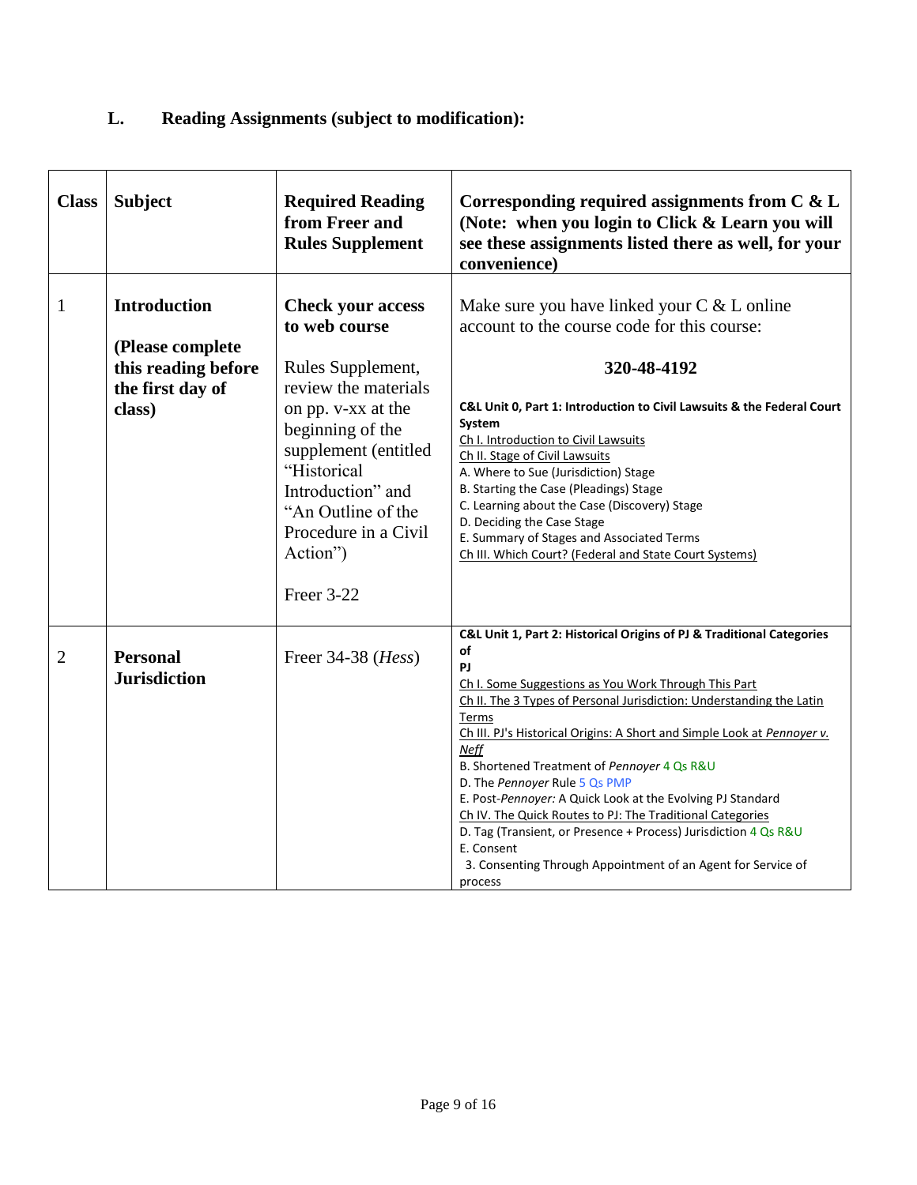## L. Reading Assignments (subject to modification):

| Class | Subject | Required Reading from Freer and Rules Supplement | Corresponding required assignments from C & L (Note: when you login to Click & Learn you will see these assignments listed there as well, for your convenience) |
|---|---|---|---|
| 1 | **Introduction**<br><br>**(Please complete this reading before the first day of class)** | **Check your access to web course**<br><br>Rules Supplement, review the materials on pp. v-xx at the beginning of the supplement (entitled "Historical Introduction" and "An Outline of the Procedure in a Civil Action")<br><br>Freer 3-22 | Make sure you have linked your C & L online account to the course code for this course:<br><br>**320-48-4192**<br><br>**C&L Unit 0, Part 1: Introduction to Civil Lawsuits & the Federal Court System**<br>Ch I. Introduction to Civil Lawsuits<br>Ch II. Stage of Civil Lawsuits<br>A. Where to Sue (Jurisdiction) Stage<br>B. Starting the Case (Pleadings) Stage<br>C. Learning about the Case (Discovery) Stage<br>D. Deciding the Case Stage<br>E. Summary of Stages and Associated Terms<br>Ch III. Which Court? (Federal and State Court Systems) |
| 2 | **Personal Jurisdiction** | Freer 34-38 (*Hess*) | **C&L Unit 1, Part 2: Historical Origins of PJ & Traditional Categories of PJ**<br>Ch I. Some Suggestions as You Work Through This Part<br>Ch II. The 3 Types of Personal Jurisdiction: Understanding the Latin Terms<br>Ch III. PJ's Historical Origins: A Short and Simple Look at *Pennoyer v. Neff*<br>B. Shortened Treatment of *Pennoyer* 4 Qs R&U<br>D. The *Pennoyer* Rule 5 Qs PMP<br>E. Post-*Pennoyer:* A Quick Look at the Evolving PJ Standard<br>Ch IV. The Quick Routes to PJ: The Traditional Categories<br>D. Tag (Transient, or Presence + Process) Jurisdiction 4 Qs R&U<br>E. Consent<br>3. Consenting Through Appointment of an Agent for Service of process |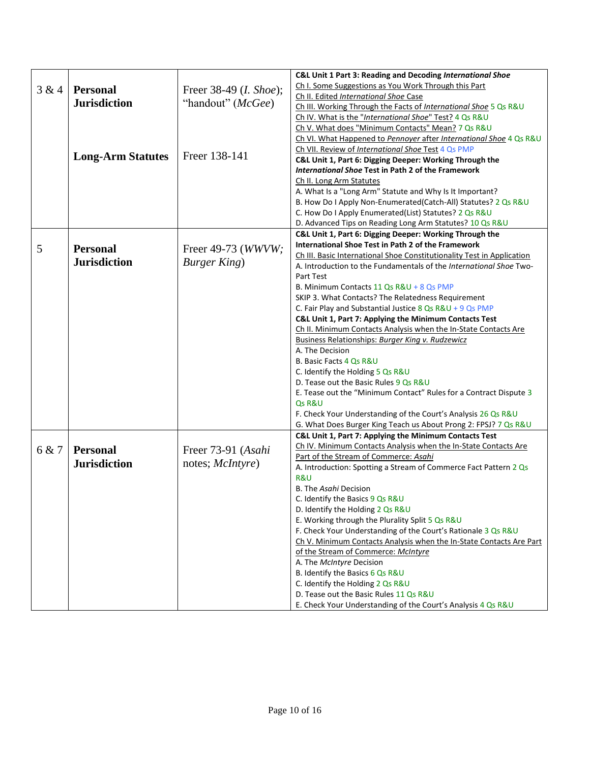| | | | |
|---|---|---|---|
| 3 & 4 | **Personal Jurisdiction**<br><br>**Long-Arm Statutes** | Freer 38-49 (*I. Shoe*); "handout" (*McGee*)<br><br>Freer 138-141 | **C&L Unit 1 Part 3: Reading and Decoding *International Shoe***<br>Ch I. Some Suggestions as You Work Through this Part<br>Ch II. Edited *International Shoe* Case<br>Ch III. Working Through the Facts of *International Shoe* 5 Qs R&U<br>Ch IV. What is the "*International Shoe*" Test? 4 Qs R&U<br>Ch V. What does "Minimum Contacts" Mean? 7 Qs R&U<br>Ch VI. What Happened to *Pennoyer* after *International Shoe* 4 Qs R&U<br>Ch VII. Review of *International Shoe* Test 4 Qs PMP<br>**C&L Unit 1, Part 6: Digging Deeper: Working Through the *International Shoe* Test in Path 2 of the Framework**<br>Ch II. Long Arm Statutes<br>A. What Is a "Long Arm" Statute and Why Is It Important?<br>B. How Do I Apply Non-Enumerated(Catch-All) Statutes? 2 Qs R&U<br>C. How Do I Apply Enumerated(List) Statutes? 2 Qs R&U<br>D. Advanced Tips on Reading Long Arm Statutes? 10 Qs R&U |
| 5 | **Personal Jurisdiction** | Freer 49-73 (*WWVW; Burger King*) | **C&L Unit 1, Part 6: Digging Deeper: Working Through the International Shoe Test in Path 2 of the Framework**<br>Ch III. Basic International Shoe Constitutionality Test in Application<br>A. Introduction to the Fundamentals of the *International Shoe* Two-Part Test<br>B. Minimum Contacts 11 Qs R&U + 8 Qs PMP<br>SKIP 3. What Contacts? The Relatedness Requirement<br>C. Fair Play and Substantial Justice 8 Qs R&U + 9 Qs PMP<br>**C&L Unit 1, Part 7: Applying the Minimum Contacts Test**<br>Ch II. Minimum Contacts Analysis when the In-State Contacts Are Business Relationships: *Burger King v. Rudzewicz*<br>A. The Decision<br>B. Basic Facts 4 Qs R&U<br>C. Identify the Holding 5 Qs R&U<br>D. Tease out the Basic Rules 9 Qs R&U<br>E. Tease out the "Minimum Contact" Rules for a Contract Dispute 3 Qs R&U<br>F. Check Your Understanding of the Court's Analysis 26 Qs R&U<br>G. What Does Burger King Teach us About Prong 2: FPSJ? 7 Qs R&U |
| 6 & 7 | **Personal Jurisdiction** | Freer 73-91 (*Asahi* notes; *McIntyre*) | **C&L Unit 1, Part 7: Applying the Minimum Contacts Test**<br>Ch IV. Minimum Contacts Analysis when the In-State Contacts Are Part of the Stream of Commerce: *Asahi*<br>A. Introduction: Spotting a Stream of Commerce Fact Pattern 2 Qs R&U<br>B. The *Asahi* Decision<br>C. Identify the Basics 9 Qs R&U<br>D. Identify the Holding 2 Qs R&U<br>E. Working through the Plurality Split 5 Qs R&U<br>F. Check Your Understanding of the Court's Rationale 3 Qs R&U<br>Ch V. Minimum Contacts Analysis when the In-State Contacts Are Part of the Stream of Commerce: *McIntyre*<br>A. The *McIntyre* Decision<br>B. Identify the Basics 6 Qs R&U<br>C. Identify the Holding 2 Qs R&U<br>D. Tease out the Basic Rules 11 Qs R&U<br>E. Check Your Understanding of the Court's Analysis 4 Qs R&U |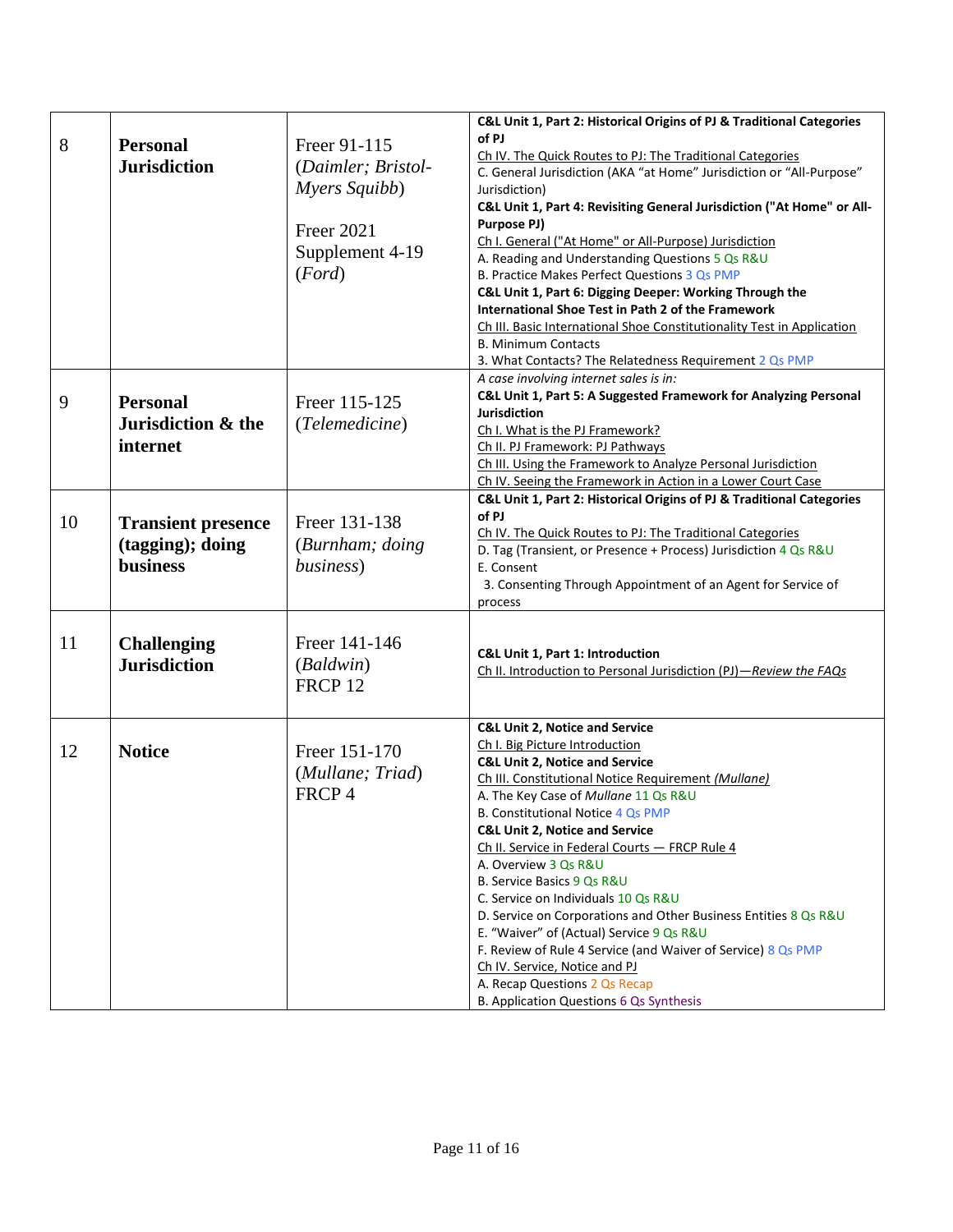| | | | |
|---|---|---|---|
| 8 | **Personal Jurisdiction** | Freer 91-115 (*Daimler; Bristol-Myers Squibb*)<br><br>Freer 2021 Supplement 4-19 (*Ford*) | **C&L Unit 1, Part 2: Historical Origins of PJ & Traditional Categories of PJ**<br>Ch IV. The Quick Routes to PJ: The Traditional Categories<br>C. General Jurisdiction (AKA "at Home" Jurisdiction or "All-Purpose" Jurisdiction)<br>**C&L Unit 1, Part 4: Revisiting General Jurisdiction ("At Home" or All-Purpose PJ)**<br>Ch I. General ("At Home" or All-Purpose) Jurisdiction<br>A. Reading and Understanding Questions 5 Qs R&U<br>B. Practice Makes Perfect Questions 3 Qs PMP<br>**C&L Unit 1, Part 6: Digging Deeper: Working Through the International Shoe Test in Path 2 of the Framework**<br>Ch III. Basic International Shoe Constitutionality Test in Application<br>B. Minimum Contacts<br>3. What Contacts? The Relatedness Requirement 2 Qs PMP |
| 9 | **Personal Jurisdiction & the internet** | Freer 115-125 (*Telemedicine*) | *A case involving internet sales is in:*<br>**C&L Unit 1, Part 5: A Suggested Framework for Analyzing Personal Jurisdiction**<br>Ch I. What is the PJ Framework?<br>Ch II. PJ Framework: PJ Pathways<br>Ch III. Using the Framework to Analyze Personal Jurisdiction<br>Ch IV. Seeing the Framework in Action in a Lower Court Case |
| 10 | **Transient presence (tagging); doing business** | Freer 131-138 (*Burnham; doing business*) | **C&L Unit 1, Part 2: Historical Origins of PJ & Traditional Categories of PJ**<br>Ch IV. The Quick Routes to PJ: The Traditional Categories<br>D. Tag (Transient, or Presence + Process) Jurisdiction 4 Qs R&U<br>E. Consent<br>3. Consenting Through Appointment of an Agent for Service of process |
| 11 | **Challenging Jurisdiction** | Freer 141-146 (*Baldwin*)<br>FRCP 12 | **C&L Unit 1, Part 1: Introduction**<br>Ch II. Introduction to Personal Jurisdiction (PJ)—*Review the FAQs* |
| 12 | **Notice** | Freer 151-170 (*Mullane; Triad*)<br>FRCP 4 | **C&L Unit 2, Notice and Service**<br>Ch I. Big Picture Introduction<br>**C&L Unit 2, Notice and Service**<br>Ch III. Constitutional Notice Requirement *(Mullane)*<br>A. The Key Case of *Mullane* 11 Qs R&U<br>B. Constitutional Notice 4 Qs PMP<br>**C&L Unit 2, Notice and Service**<br>Ch II. Service in Federal Courts — FRCP Rule 4<br>A. Overview 3 Qs R&U<br>B. Service Basics 9 Qs R&U<br>C. Service on Individuals 10 Qs R&U<br>D. Service on Corporations and Other Business Entities 8 Qs R&U<br>E. "Waiver" of (Actual) Service 9 Qs R&U<br>F. Review of Rule 4 Service (and Waiver of Service) 8 Qs PMP<br>Ch IV. Service, Notice and PJ<br>A. Recap Questions 2 Qs Recap<br>B. Application Questions 6 Qs Synthesis |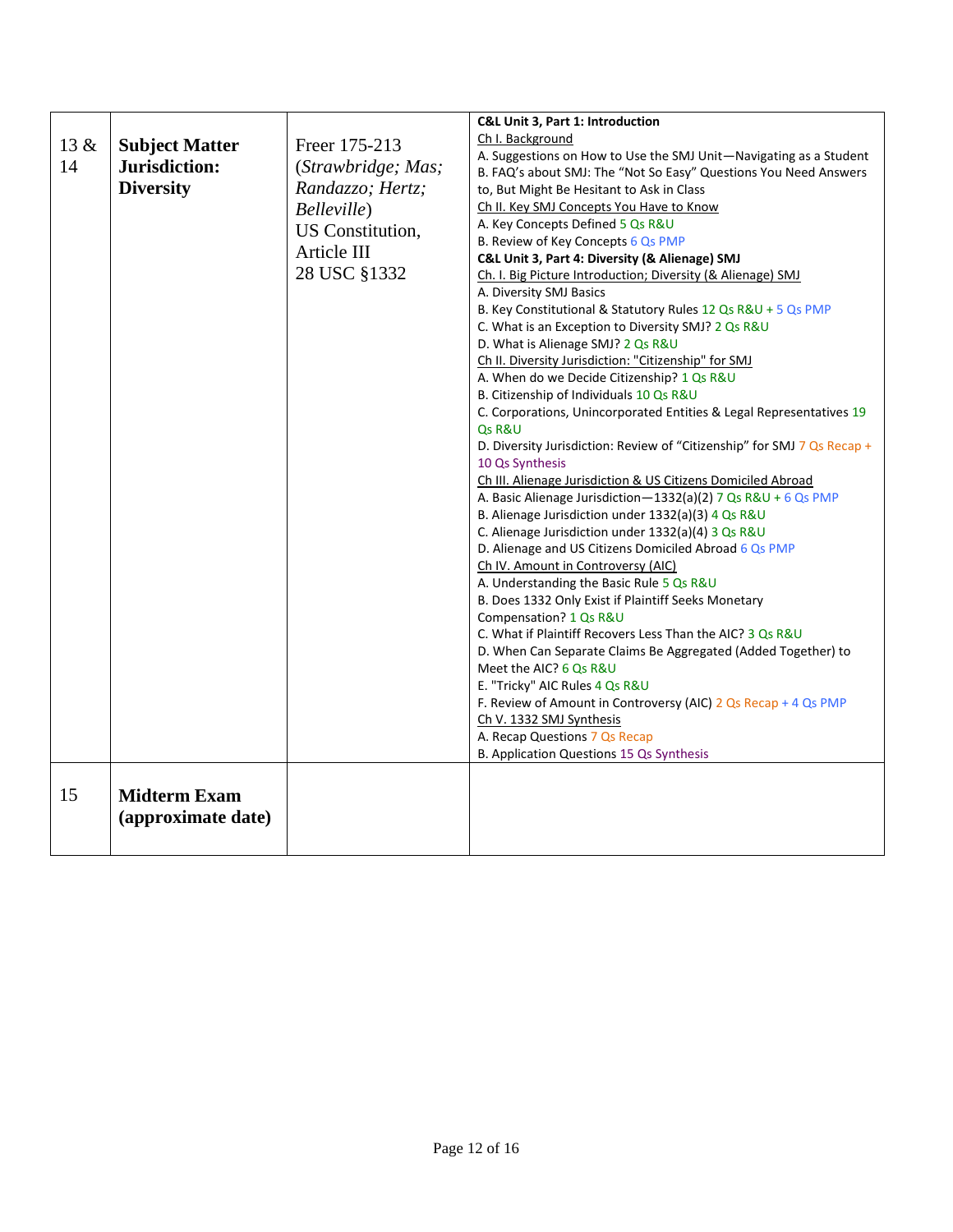| | | | |
|---|---|---|---|
| 13 & 14 | **Subject Matter Jurisdiction: Diversity** | Freer 175-213 (*Strawbridge; Mas; Randazzo; Hertz; Belleville*)<br>US Constitution, Article III<br>28 USC §1332 | **C&L Unit 3, Part 1: Introduction**<br>Ch I. Background<br>A. Suggestions on How to Use the SMJ Unit—Navigating as a Student<br>B. FAQ's about SMJ: The "Not So Easy" Questions You Need Answers to, But Might Be Hesitant to Ask in Class<br>Ch II. Key SMJ Concepts You Have to Know<br>A. Key Concepts Defined 5 Qs R&U<br>B. Review of Key Concepts 6 Qs PMP<br>**C&L Unit 3, Part 4: Diversity (& Alienage) SMJ**<br>Ch. I. Big Picture Introduction; Diversity (& Alienage) SMJ<br>A. Diversity SMJ Basics<br>B. Key Constitutional & Statutory Rules 12 Qs R&U + 5 Qs PMP<br>C. What is an Exception to Diversity SMJ? 2 Qs R&U<br>D. What is Alienage SMJ? 2 Qs R&U<br>Ch II. Diversity Jurisdiction: "Citizenship" for SMJ<br>A. When do we Decide Citizenship? 1 Qs R&U<br>B. Citizenship of Individuals 10 Qs R&U<br>C. Corporations, Unincorporated Entities & Legal Representatives 19 Qs R&U<br>D. Diversity Jurisdiction: Review of "Citizenship" for SMJ 7 Qs Recap + 10 Qs Synthesis<br>Ch III. Alienage Jurisdiction & US Citizens Domiciled Abroad<br>A. Basic Alienage Jurisdiction—1332(a)(2) 7 Qs R&U + 6 Qs PMP<br>B. Alienage Jurisdiction under 1332(a)(3) 4 Qs R&U<br>C. Alienage Jurisdiction under 1332(a)(4) 3 Qs R&U<br>D. Alienage and US Citizens Domiciled Abroad 6 Qs PMP<br>Ch IV. Amount in Controversy (AIC)<br>A. Understanding the Basic Rule 5 Qs R&U<br>B. Does 1332 Only Exist if Plaintiff Seeks Monetary Compensation? 1 Qs R&U<br>C. What if Plaintiff Recovers Less Than the AIC? 3 Qs R&U<br>D. When Can Separate Claims Be Aggregated (Added Together) to Meet the AIC? 6 Qs R&U<br>E. "Tricky" AIC Rules 4 Qs R&U<br>F. Review of Amount in Controversy (AIC) 2 Qs Recap + 4 Qs PMP<br>Ch V. 1332 SMJ Synthesis<br>A. Recap Questions 7 Qs Recap<br>B. Application Questions 15 Qs Synthesis |
| 15 | **Midterm Exam (approximate date)** | | |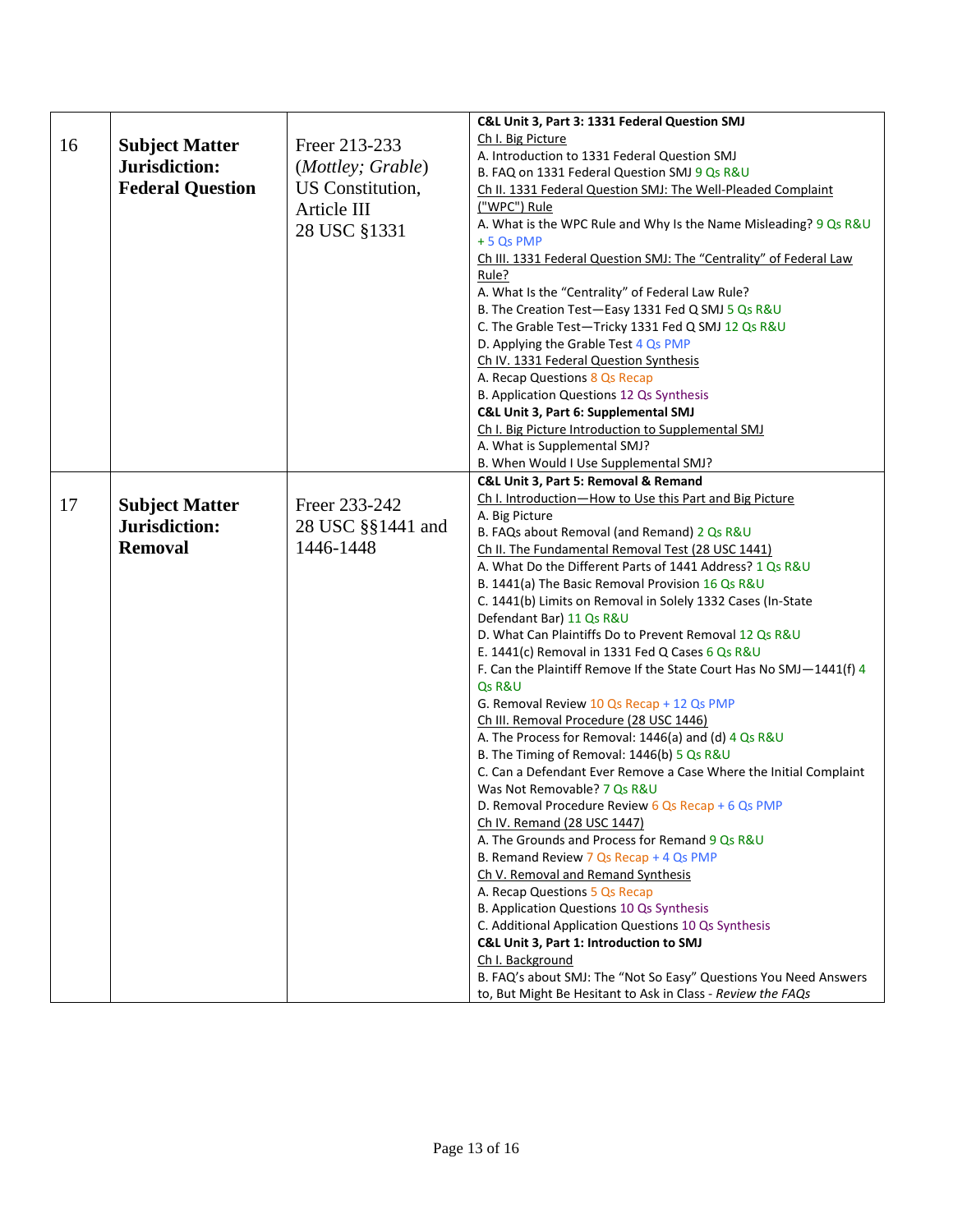| | | | |
|---|---|---|---|
| 16 | **Subject Matter Jurisdiction: Federal Question** | Freer 213-233 (*Mottley; Grable*) US Constitution, Article III 28 USC §1331 | **C&L Unit 3, Part 3: 1331 Federal Question SMJ**<br>Ch I. Big Picture<br>A. Introduction to 1331 Federal Question SMJ<br>B. FAQ on 1331 Federal Question SMJ 9 Qs R&U<br>Ch II. 1331 Federal Question SMJ: The Well-Pleaded Complaint ("WPC") Rule<br>A. What is the WPC Rule and Why Is the Name Misleading? 9 Qs R&U + 5 Qs PMP<br>Ch III. 1331 Federal Question SMJ: The "Centrality" of Federal Law Rule?<br>A. What Is the "Centrality" of Federal Law Rule?<br>B. The Creation Test—Easy 1331 Fed Q SMJ 5 Qs R&U<br>C. The Grable Test—Tricky 1331 Fed Q SMJ 12 Qs R&U<br>D. Applying the Grable Test 4 Qs PMP<br>Ch IV. 1331 Federal Question Synthesis<br>A. Recap Questions 8 Qs Recap<br>B. Application Questions 12 Qs Synthesis<br>**C&L Unit 3, Part 6: Supplemental SMJ**<br>Ch I. Big Picture Introduction to Supplemental SMJ<br>A. What is Supplemental SMJ?<br>B. When Would I Use Supplemental SMJ? |
| 17 | **Subject Matter Jurisdiction: Removal** | Freer 233-242 28 USC §§1441 and 1446-1448 | **C&L Unit 3, Part 5: Removal & Remand**<br>Ch I. Introduction—How to Use this Part and Big Picture<br>A. Big Picture<br>B. FAQs about Removal (and Remand) 2 Qs R&U<br>Ch II. The Fundamental Removal Test (28 USC 1441)<br>A. What Do the Different Parts of 1441 Address? 1 Qs R&U<br>B. 1441(a) The Basic Removal Provision 16 Qs R&U<br>C. 1441(b) Limits on Removal in Solely 1332 Cases (In-State Defendant Bar) 11 Qs R&U<br>D. What Can Plaintiffs Do to Prevent Removal 12 Qs R&U<br>E. 1441(c) Removal in 1331 Fed Q Cases 6 Qs R&U<br>F. Can the Plaintiff Remove If the State Court Has No SMJ—1441(f) 4 Qs R&U<br>G. Removal Review 10 Qs Recap + 12 Qs PMP<br>Ch III. Removal Procedure (28 USC 1446)<br>A. The Process for Removal: 1446(a) and (d) 4 Qs R&U<br>B. The Timing of Removal: 1446(b) 5 Qs R&U<br>C. Can a Defendant Ever Remove a Case Where the Initial Complaint Was Not Removable? 7 Qs R&U<br>D. Removal Procedure Review 6 Qs Recap + 6 Qs PMP<br>Ch IV. Remand (28 USC 1447)<br>A. The Grounds and Process for Remand 9 Qs R&U<br>B. Remand Review 7 Qs Recap + 4 Qs PMP<br>Ch V. Removal and Remand Synthesis<br>A. Recap Questions 5 Qs Recap<br>B. Application Questions 10 Qs Synthesis<br>C. Additional Application Questions 10 Qs Synthesis<br>**C&L Unit 3, Part 1: Introduction to SMJ**<br>Ch I. Background<br>B. FAQ's about SMJ: The "Not So Easy" Questions You Need Answers to, But Might Be Hesitant to Ask in Class - *Review the FAQs* |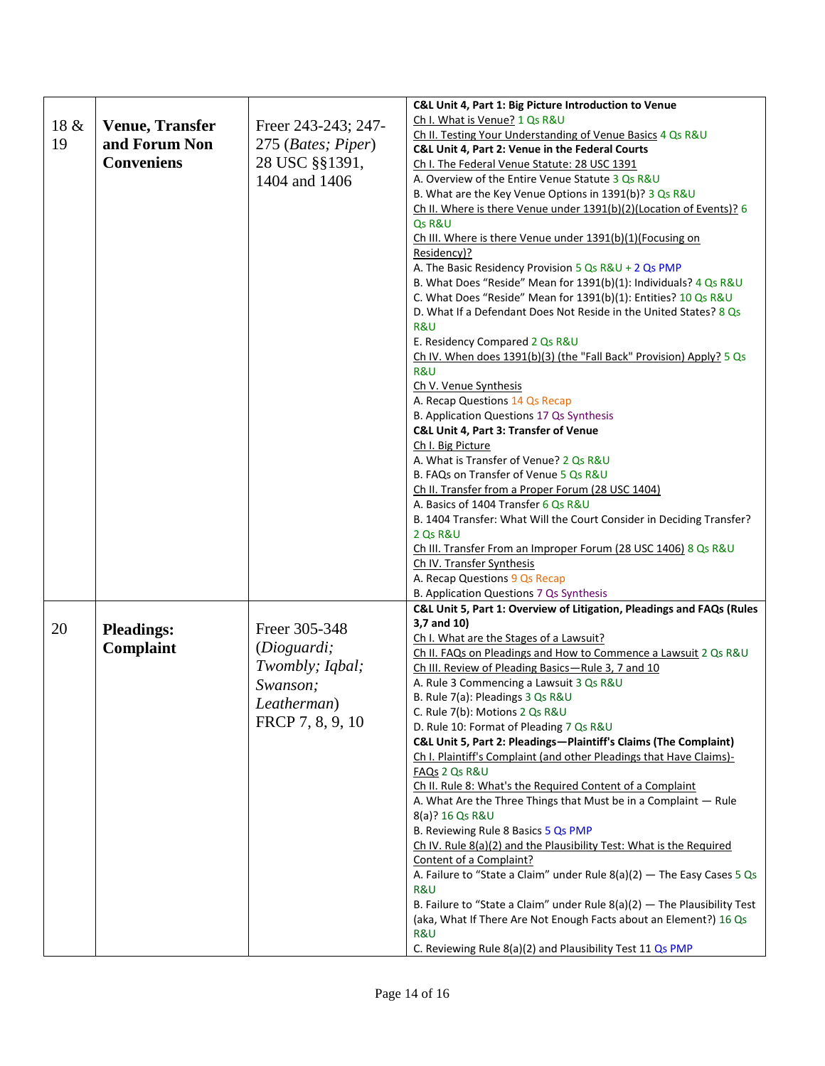| | | | |
|---|---|---|---|
| 18 & 19 | **Venue, Transfer and Forum Non Conveniens** | Freer 243-243; 247-275 (*Bates; Piper*) 28 USC §§1391, 1404 and 1406 | **C&L Unit 4, Part 1: Big Picture Introduction to Venue**<br>Ch I. What is Venue? 1 Qs R&U<br>Ch II. Testing Your Understanding of Venue Basics 4 Qs R&U<br>**C&L Unit 4, Part 2: Venue in the Federal Courts**<br>Ch I. The Federal Venue Statute: 28 USC 1391<br>A. Overview of the Entire Venue Statute 3 Qs R&U<br>B. What are the Key Venue Options in 1391(b)? 3 Qs R&U<br>Ch II. Where is there Venue under 1391(b)(2)(Location of Events)? 6 Qs R&U<br>Ch III. Where is there Venue under 1391(b)(1)(Focusing on Residency)?<br>A. The Basic Residency Provision 5 Qs R&U + 2 Qs PMP<br>B. What Does "Reside" Mean for 1391(b)(1): Individuals? 4 Qs R&U<br>C. What Does "Reside" Mean for 1391(b)(1): Entities? 10 Qs R&U<br>D. What If a Defendant Does Not Reside in the United States? 8 Qs R&U<br>E. Residency Compared 2 Qs R&U<br>Ch IV. When does 1391(b)(3) (the "Fall Back" Provision) Apply? 5 Qs R&U<br>Ch V. Venue Synthesis<br>A. Recap Questions 14 Qs Recap<br>B. Application Questions 17 Qs Synthesis<br>**C&L Unit 4, Part 3: Transfer of Venue**<br>Ch I. Big Picture<br>A. What is Transfer of Venue? 2 Qs R&U<br>B. FAQs on Transfer of Venue 5 Qs R&U<br>Ch II. Transfer from a Proper Forum (28 USC 1404)<br>A. Basics of 1404 Transfer 6 Qs R&U<br>B. 1404 Transfer: What Will the Court Consider in Deciding Transfer? 2 Qs R&U<br>Ch III. Transfer From an Improper Forum (28 USC 1406) 8 Qs R&U<br>Ch IV. Transfer Synthesis<br>A. Recap Questions 9 Qs Recap<br>B. Application Questions 7 Qs Synthesis |
| 20 | **Pleadings: Complaint** | Freer 305-348 (*Dioguardi; Twombly; Iqbal; Swanson; Leatherman*) FRCP 7, 8, 9, 10 | **C&L Unit 5, Part 1: Overview of Litigation, Pleadings and FAQs (Rules 3,7 and 10)**<br>Ch I. What are the Stages of a Lawsuit?<br>Ch II. FAQs on Pleadings and How to Commence a Lawsuit 2 Qs R&U<br>Ch III. Review of Pleading Basics—Rule 3, 7 and 10<br>A. Rule 3 Commencing a Lawsuit 3 Qs R&U<br>B. Rule 7(a): Pleadings 3 Qs R&U<br>C. Rule 7(b): Motions 2 Qs R&U<br>D. Rule 10: Format of Pleading 7 Qs R&U<br>**C&L Unit 5, Part 2: Pleadings—Plaintiff's Claims (The Complaint)**<br>Ch I. Plaintiff's Complaint (and other Pleadings that Have Claims)-FAQs 2 Qs R&U<br>Ch II. Rule 8: What's the Required Content of a Complaint<br>A. What Are the Three Things that Must be in a Complaint — Rule 8(a)? 16 Qs R&U<br>B. Reviewing Rule 8 Basics 5 Qs PMP<br>Ch IV. Rule 8(a)(2) and the Plausibility Test: What is the Required Content of a Complaint?<br>A. Failure to "State a Claim" under Rule 8(a)(2) — The Easy Cases 5 Qs R&U<br>B. Failure to "State a Claim" under Rule 8(a)(2) — The Plausibility Test (aka, What If There Are Not Enough Facts about an Element?) 16 Qs R&U<br>C. Reviewing Rule 8(a)(2) and Plausibility Test 11 Qs PMP |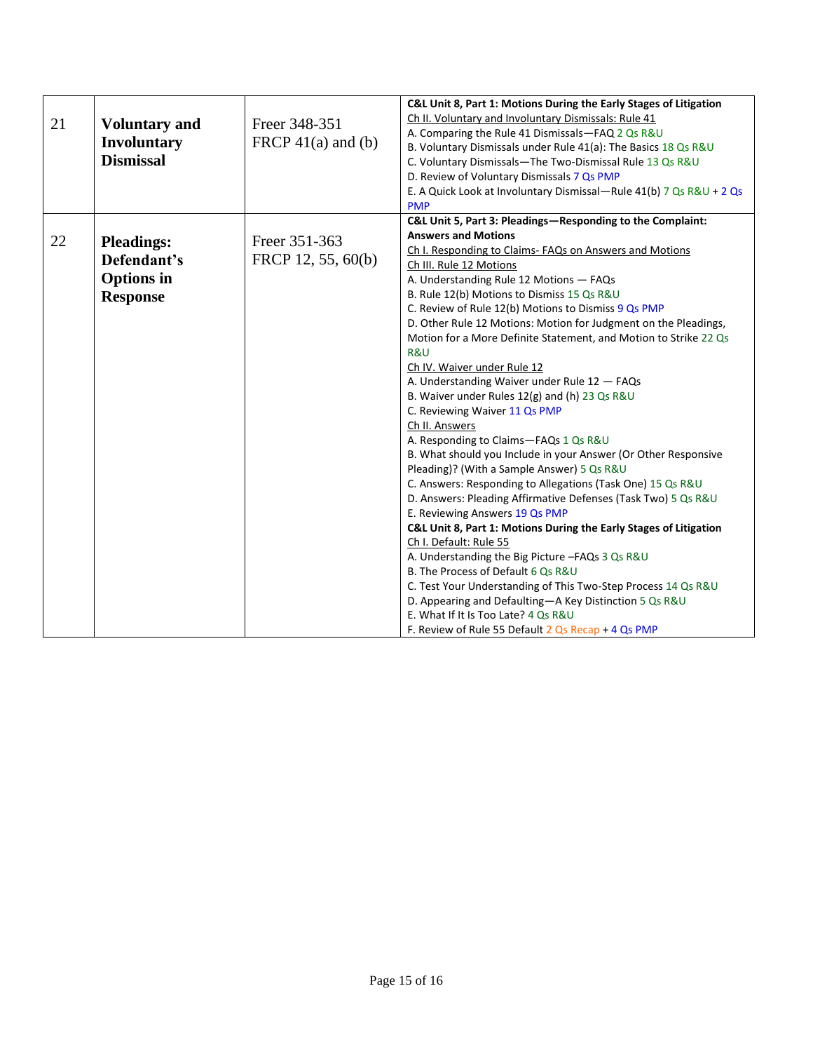| | | | |
|---|---|---|---|
| 21 | **Voluntary and Involuntary Dismissal** | Freer 348-351<br>FRCP 41(a) and (b) | **C&L Unit 8, Part 1: Motions During the Early Stages of Litigation**<br>Ch II. Voluntary and Involuntary Dismissals: Rule 41<br>A. Comparing the Rule 41 Dismissals—FAQ 2 Qs R&U<br>B. Voluntary Dismissals under Rule 41(a): The Basics 18 Qs R&U<br>C. Voluntary Dismissals—The Two-Dismissal Rule 13 Qs R&U<br>D. Review of Voluntary Dismissals 7 Qs PMP<br>E. A Quick Look at Involuntary Dismissal—Rule 41(b) 7 Qs R&U + 2 Qs PMP |
| 22 | **Pleadings: Defendant's Options in Response** | Freer 351-363<br>FRCP 12, 55, 60(b) | **C&L Unit 5, Part 3: Pleadings—Responding to the Complaint: Answers and Motions**<br>Ch I. Responding to Claims- FAQs on Answers and Motions<br>Ch III. Rule 12 Motions<br>A. Understanding Rule 12 Motions — FAQs<br>B. Rule 12(b) Motions to Dismiss 15 Qs R&U<br>C. Review of Rule 12(b) Motions to Dismiss 9 Qs PMP<br>D. Other Rule 12 Motions: Motion for Judgment on the Pleadings, Motion for a More Definite Statement, and Motion to Strike 22 Qs R&U<br>Ch IV. Waiver under Rule 12<br>A. Understanding Waiver under Rule 12 — FAQs<br>B. Waiver under Rules 12(g) and (h) 23 Qs R&U<br>C. Reviewing Waiver 11 Qs PMP<br>Ch II. Answers<br>A. Responding to Claims—FAQs 1 Qs R&U<br>B. What should you Include in your Answer (Or Other Responsive Pleading)? (With a Sample Answer) 5 Qs R&U<br>C. Answers: Responding to Allegations (Task One) 15 Qs R&U<br>D. Answers: Pleading Affirmative Defenses (Task Two) 5 Qs R&U<br>E. Reviewing Answers 19 Qs PMP<br>**C&L Unit 8, Part 1: Motions During the Early Stages of Litigation**<br>Ch I. Default: Rule 55<br>A. Understanding the Big Picture –FAQs 3 Qs R&U<br>B. The Process of Default 6 Qs R&U<br>C. Test Your Understanding of This Two-Step Process 14 Qs R&U<br>D. Appearing and Defaulting—A Key Distinction 5 Qs R&U<br>E. What If It Is Too Late? 4 Qs R&U<br>F. Review of Rule 55 Default 2 Qs Recap + 4 Qs PMP |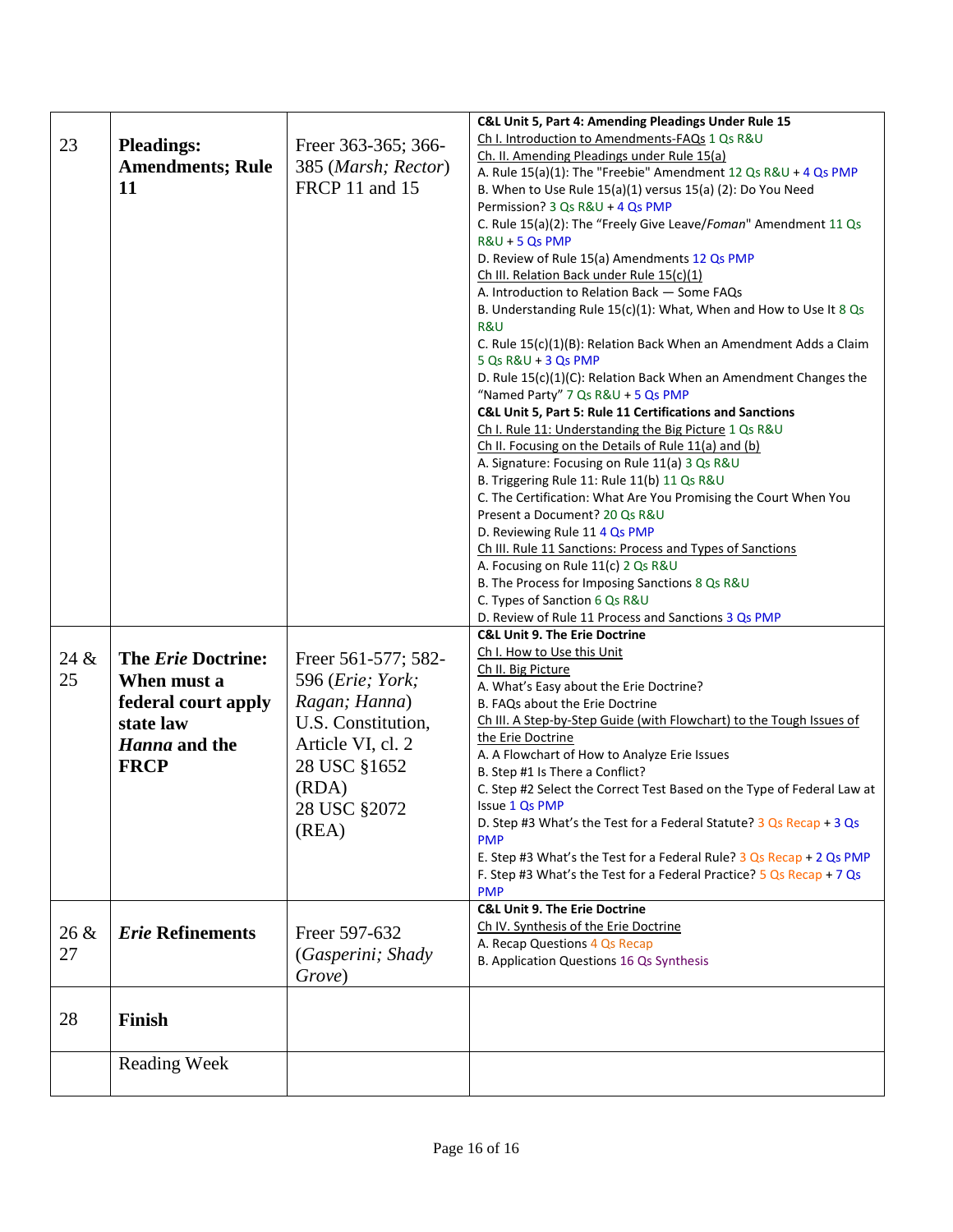| | | | |
|---|---|---|---|
| 23 | **Pleadings: Amendments; Rule 11** | Freer 363-365; 366-385 (*Marsh; Rector*) FRCP 11 and 15 | **C&L Unit 5, Part 4: Amending Pleadings Under Rule 15**<br>Ch I. Introduction to Amendments-FAQs 1 Qs R&U<br>Ch. II. Amending Pleadings under Rule 15(a)<br>A. Rule 15(a)(1): The "Freebie" Amendment 12 Qs R&U + 4 Qs PMP<br>B. When to Use Rule 15(a)(1) versus 15(a) (2): Do You Need Permission? 3 Qs R&U + 4 Qs PMP<br>C. Rule 15(a)(2): The "Freely Give Leave/*Foman*" Amendment 11 Qs R&U + 5 Qs PMP<br>D. Review of Rule 15(a) Amendments 12 Qs PMP<br>Ch III. Relation Back under Rule 15(c)(1)<br>A. Introduction to Relation Back — Some FAQs<br>B. Understanding Rule 15(c)(1): What, When and How to Use It 8 Qs R&U<br>C. Rule 15(c)(1)(B): Relation Back When an Amendment Adds a Claim 5 Qs R&U + 3 Qs PMP<br>D. Rule 15(c)(1)(C): Relation Back When an Amendment Changes the "Named Party" 7 Qs R&U + 5 Qs PMP<br>**C&L Unit 5, Part 5: Rule 11 Certifications and Sanctions**<br>Ch I. Rule 11: Understanding the Big Picture 1 Qs R&U<br>Ch II. Focusing on the Details of Rule 11(a) and (b)<br>A. Signature: Focusing on Rule 11(a) 3 Qs R&U<br>B. Triggering Rule 11: Rule 11(b) 11 Qs R&U<br>C. The Certification: What Are You Promising the Court When You Present a Document? 20 Qs R&U<br>D. Reviewing Rule 11 4 Qs PMP<br>Ch III. Rule 11 Sanctions: Process and Types of Sanctions<br>A. Focusing on Rule 11(c) 2 Qs R&U<br>B. The Process for Imposing Sanctions 8 Qs R&U<br>C. Types of Sanction 6 Qs R&U<br>D. Review of Rule 11 Process and Sanctions 3 Qs PMP |
| 24 & 25 | **The *Erie* Doctrine: When must a federal court apply state law *Hanna* and the FRCP** | Freer 561-577; 582-596 (*Erie; York; Ragan; Hanna*) U.S. Constitution, Article VI, cl. 2 28 USC §1652 (RDA) 28 USC §2072 (REA) | **C&L Unit 9. The Erie Doctrine**<br>Ch I. How to Use this Unit<br>Ch II. Big Picture<br>A. What's Easy about the Erie Doctrine?<br>B. FAQs about the Erie Doctrine<br>Ch III. A Step-by-Step Guide (with Flowchart) to the Tough Issues of the Erie Doctrine<br>A. A Flowchart of How to Analyze Erie Issues<br>B. Step #1 Is There a Conflict?<br>C. Step #2 Select the Correct Test Based on the Type of Federal Law at Issue 1 Qs PMP<br>D. Step #3 What's the Test for a Federal Statute? 3 Qs Recap + 3 Qs PMP<br>E. Step #3 What's the Test for a Federal Rule? 3 Qs Recap + 2 Qs PMP<br>F. Step #3 What's the Test for a Federal Practice? 5 Qs Recap + 7 Qs PMP |
| 26 & 27 | ***Erie* Refinements** | Freer 597-632 (*Gasperini; Shady Grove*) | **C&L Unit 9. The Erie Doctrine**<br>Ch IV. Synthesis of the Erie Doctrine<br>A. Recap Questions 4 Qs Recap<br>B. Application Questions 16 Qs Synthesis |
| 28 | **Finish** | | |
| | Reading Week | | |